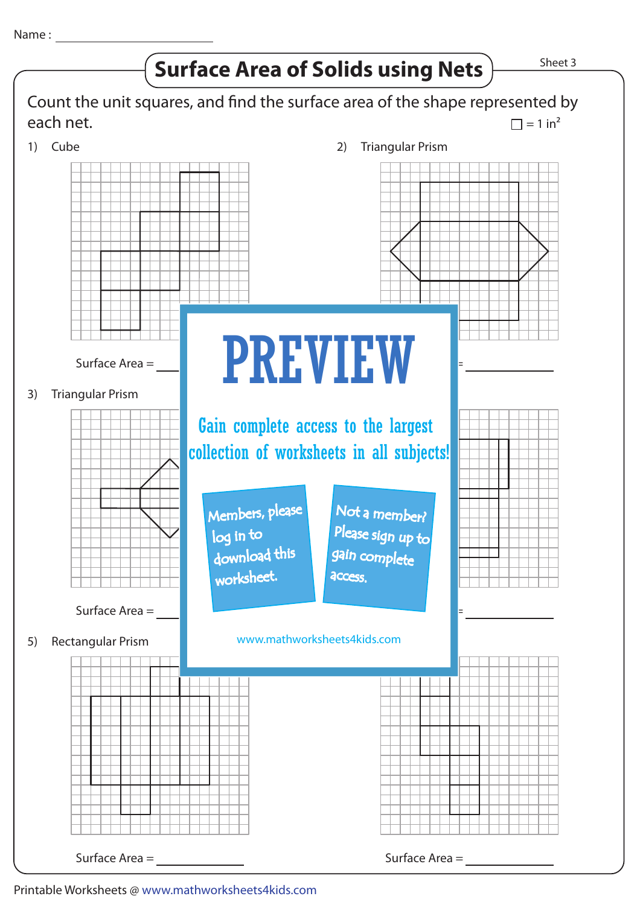Name : _______________

# Surface Area of Solids using Nets

Sheet 3

Count the unit squares, and find the surface area of the shape represented by each net.

□ = 1 in$^2$

1) Cube

Surface Area = ____________

2) Triangular Prism

Surface Area = ____________

3) Triangular Prism

Surface Area = ____________

4)

Surface Area = ____________

5) Rectangular Prism

Surface Area = ____________

6)

Surface Area = ____________

PREVIEW

Gain complete access to the largest collection of worksheets in all subjects!

Members, please log in to download this worksheet.

Not a member? Please sign up to gain complete access.

www.mathworksheets4kids.com

Printable Worksheets @ www.mathworksheets4kids.com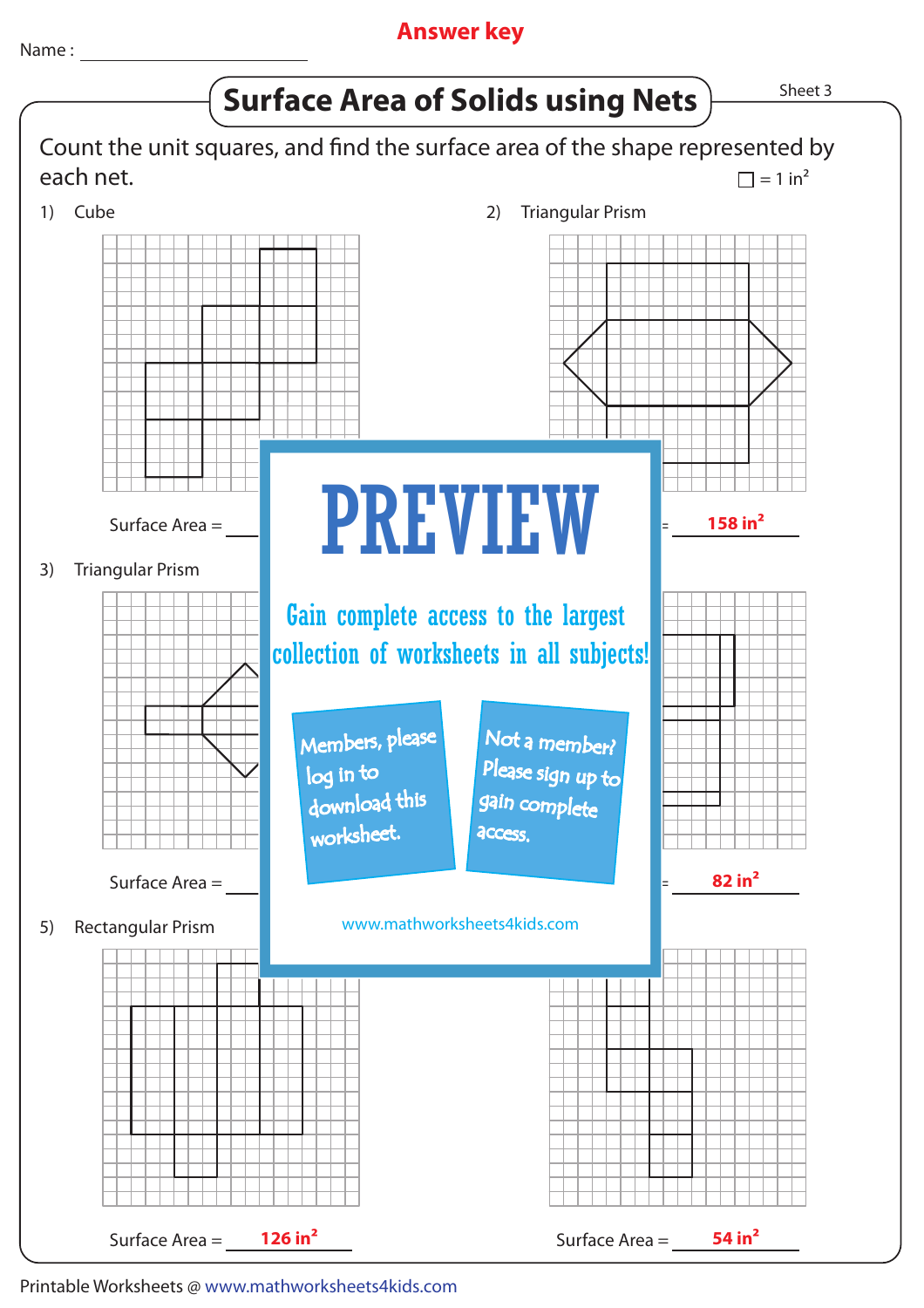**Answer key**

Name : ____________________

# Surface Area of Solids using Nets

Sheet 3

Count the unit squares, and find the surface area of the shape represented by each net.

□ = 1 in²

1) Cube

Surface Area = ______

2) Triangular Prism

Surface Area = **158 in²**

3) Triangular Prism

Surface Area = ______

4)

Surface Area = **82 in²**

5) Rectangular Prism

Surface Area = **126 in²**

6)

Surface Area = **54 in²**

PREVIEW

Gain complete access to the largest collection of worksheets in all subjects!

Members, please log in to download this worksheet.

Not a member? Please sign up to gain complete access.

www.mathworksheets4kids.com

Printable Worksheets @ www.mathworksheets4kids.com